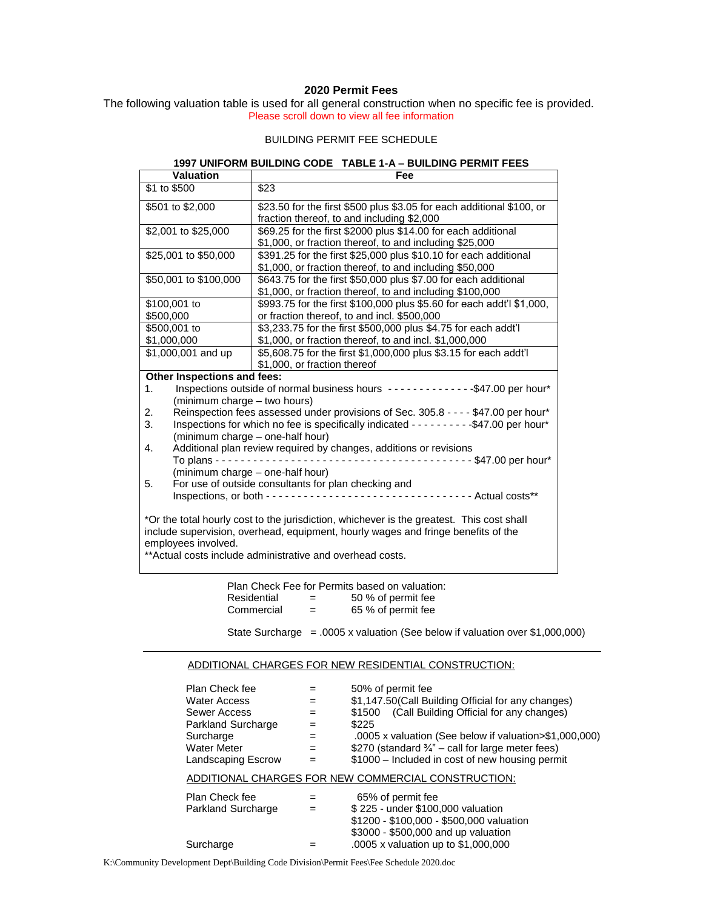## 2020 Permit Fees

The following valuation table is used for all general construction when no specific fee is provided.

Please scroll down to view all fee information

BUILDING PERMIT FEE SCHEDULE

**1997 UNIFORM BUILDING CODE TABLE 1-A – BUILDING PERMIT FEES**

| Valuation | Fee |
|---|---|
| $1 to $500 | $23 |
| $501 to $2,000 | $23.50 for the first $500 plus $3.05 for each additional $100, or fraction thereof, to and including $2,000 |
| $2,001 to $25,000 | $69.25 for the first $2000 plus $14.00 for each additional $1,000, or fraction thereof, to and including $25,000 |
| $25,001 to $50,000 | $391.25 for the first $25,000 plus $10.10 for each additional $1,000, or fraction thereof, to and including $50,000 |
| $50,001 to $100,000 | $643.75 for the first $50,000 plus $7.00 for each additional $1,000, or fraction thereof, to and including $100,000 |
| $100,001 to $500,000 | $993.75 for the first $100,000 plus $5.60 for each addt'l $1,000, or fraction thereof, to and incl. $500,000 |
| $500,001 to $1,000,000 | $3,233.75 for the first $500,000 plus $4.75 for each addt'l $1,000, or fraction thereof, to and incl. $1,000,000 |
| $1,000,001 and up | $5,608.75 for the first $1,000,000 plus $3.15 for each addt'l $1,000, or fraction thereof |

**Other Inspections and fees:**

1. Inspections outside of normal business hours - - - - - - - - - - - - - -$47.00 per hour* (minimum charge – two hours)
2. Reinspection fees assessed under provisions of Sec. 305.8 - - - - $47.00 per hour*
3. Inspections for which no fee is specifically indicated - - - - - - - - - -$47.00 per hour* (minimum charge – one-half hour)
4. Additional plan review required by changes, additions or revisions To plans - - - - - - - - - - - - - - - - - - - - - - - - - - - - - - - - - - - - - - - - - $47.00 per hour* (minimum charge – one-half hour)
5. For use of outside consultants for plan checking and Inspections, or both - - - - - - - - - - - - - - - - - - - - - - - - - - - - - - - - - Actual costs**

*Or the total hourly cost to the jurisdiction, whichever is the greatest. This cost shall include supervision, overhead, equipment, hourly wages and fringe benefits of the employees involved.

**Actual costs include administrative and overhead costs.

Plan Check Fee for Permits based on valuation:

| | | |
|---|---|---|
| Residential | = | 50 % of permit fee |
| Commercial | = | 65 % of permit fee |

State Surcharge = .0005 x valuation (See below if valuation over $1,000,000)

---

ADDITIONAL CHARGES FOR NEW RESIDENTIAL CONSTRUCTION:

| | | |
|---|---|---|
| Plan Check fee | = | 50% of permit fee |
| Water Access | = | $1,147.50(Call Building Official for any changes) |
| Sewer Access | = | $1500 (Call Building Official for any changes) |
| Parkland Surcharge | = | $225 |
| Surcharge | = | .0005 x valuation (See below if valuation>$1,000,000) |
| Water Meter | = | $270 (standard ¾" – call for large meter fees) |
| Landscaping Escrow | = | $1000 – Included in cost of new housing permit |

ADDITIONAL CHARGES FOR NEW COMMERCIAL CONSTRUCTION:

| | | |
|---|---|---|
| Plan Check fee | = | 65% of permit fee |
| Parkland Surcharge | = | $ 225 - under $100,000 valuation<br>$1200 - $100,000 - $500,000 valuation<br>$3000 - $500,000 and up valuation |
| Surcharge | = | .0005 x valuation up to $1,000,000 |

K:\Community Development Dept\Building Code Division\Permit Fees\Fee Schedule 2020.doc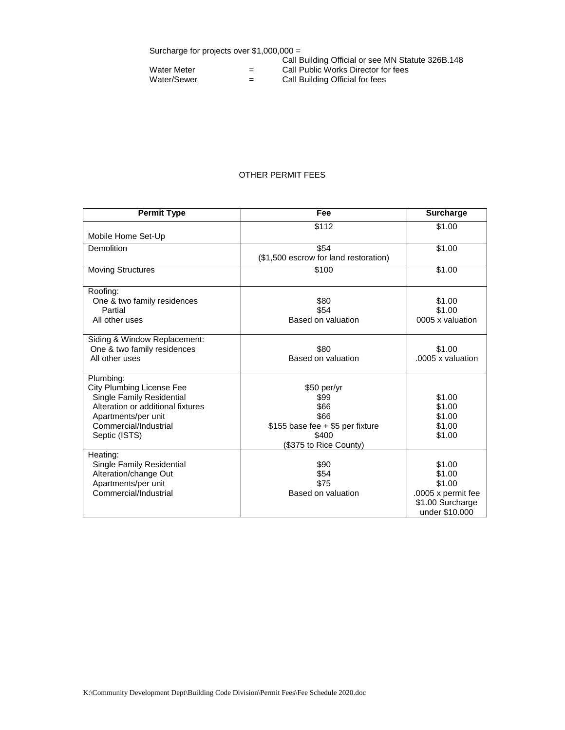Surcharge for projects over $1,000,000 = Call Building Official or see MN Statute 326B.148

Water Meter = Call Public Works Director for fees

Water/Sewer = Call Building Official for fees

OTHER PERMIT FEES

| Permit Type | Fee | Surcharge |
|---|---|---|
| Mobile Home Set-Up | $112 | $1.00 |
| Demolition | $54 ($1,500 escrow for land restoration) | $1.00 |
| Moving Structures | $100 | $1.00 |
| Roofing: | | |
| One & two family residences | $80 | $1.00 |
| Partial | $54 | $1.00 |
| All other uses | Based on valuation | 0005 x valuation |
| Siding & Window Replacement: | | |
| One & two family residences | $80 | $1.00 |
| All other uses | Based on valuation | .0005 x valuation |
| Plumbing: | | |
| City Plumbing License Fee | $50 per/yr | |
| Single Family Residential | $99 | $1.00 |
| Alteration or additional fixtures | $66 | $1.00 |
| Apartments/per unit | $66 | $1.00 |
| Commercial/Industrial | $155 base fee + $5 per fixture | $1.00 |
| Septic (ISTS) | $400 ($375 to Rice County) | $1.00 |
| Heating: | | |
| Single Family Residential | $90 | $1.00 |
| Alteration/change Out | $54 | $1.00 |
| Apartments/per unit | $75 | $1.00 |
| Commercial/Industrial | Based on valuation | .0005 x permit fee $1.00 Surcharge under $10.000 |

K:\Community Development Dept\Building Code Division\Permit Fees\Fee Schedule 2020.doc